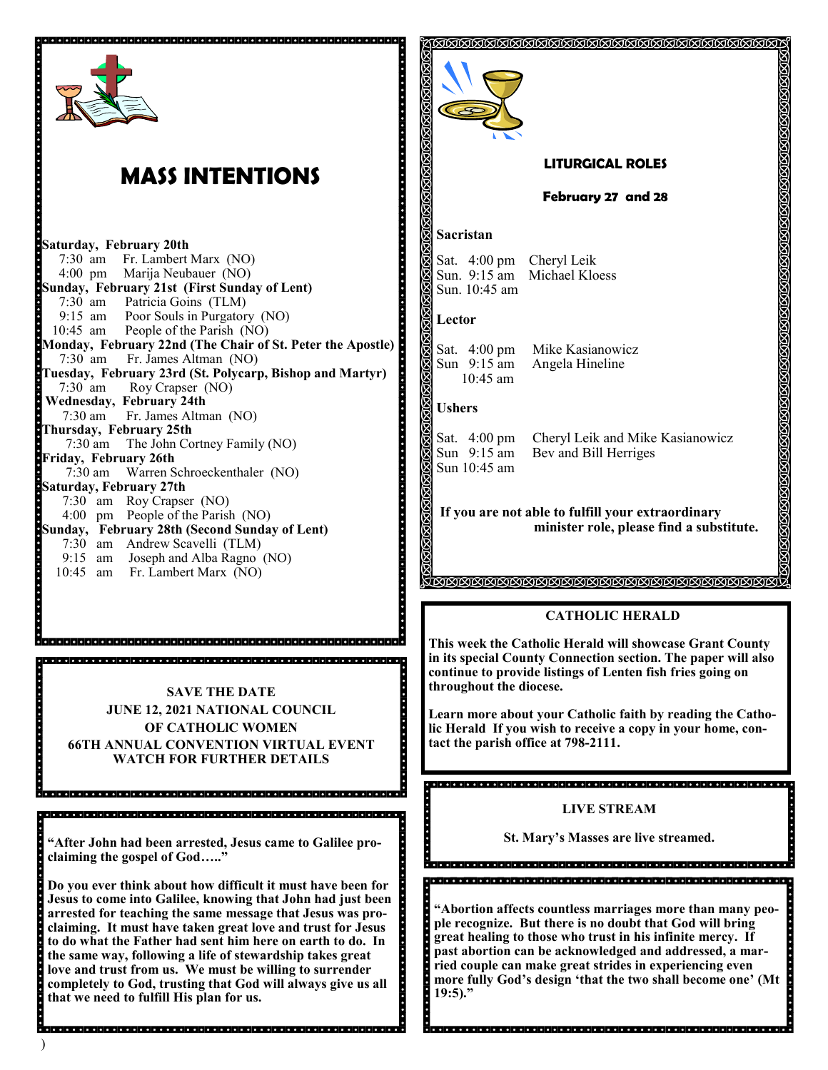# MASS INTENTIONS

**Saturday, February 20th**
7:30 am Fr. Lambert Marx (NO)
4:00 pm Marija Neubauer (NO)

**Sunday, February 21st (First Sunday of Lent)**
7:30 am Patricia Goins (TLM)
9:15 am Poor Souls in Purgatory (NO)
10:45 am People of the Parish (NO)

**Monday, February 22nd (The Chair of St. Peter the Apostle)**
7:30 am Fr. James Altman (NO)

**Tuesday, February 23rd (St. Polycarp, Bishop and Martyr)**
7:30 am Roy Crapser (NO)

**Wednesday, February 24th**
7:30 am Fr. James Altman (NO)

**Thursday, February 25th**
7:30 am The John Cortney Family (NO)

**Friday, February 26th**
7:30 am Warren Schroeckenthaler (NO)

**Saturday, February 27th**
7:30 am Roy Crapser (NO)
4:00 pm People of the Parish (NO)

**Sunday, February 28th (Second Sunday of Lent)**
7:30 am Andrew Scavelli (TLM)
9:15 am Joseph and Alba Ragno (NO)
10:45 am Fr. Lambert Marx (NO)

**SAVE THE DATE**
**JUNE 12, 2021 NATIONAL COUNCIL OF CATHOLIC WOMEN**
**66TH ANNUAL CONVENTION VIRTUAL EVENT**
**WATCH FOR FURTHER DETAILS**

**"After John had been arrested, Jesus came to Galilee proclaiming the gospel of God….."**

**Do you ever think about how difficult it must have been for Jesus to come into Galilee, knowing that John had just been arrested for teaching the same message that Jesus was proclaiming. It must have taken great love and trust for Jesus to do what the Father had sent him here on earth to do. In the same way, following a life of stewardship takes great love and trust from us. We must be willing to surrender completely to God, trusting that God will always give us all that we need to fulfill His plan for us.**

## LITURGICAL ROLES

### February 27 and 28

**Sacristan**

Sat. 4:00 pm Cheryl Leik
Sun. 9:15 am Michael Kloess
Sun. 10:45 am

**Lector**

Sat. 4:00 pm Mike Kasianowicz
Sun 9:15 am Angela Hineline
10:45 am

**Ushers**

Sat. 4:00 pm Cheryl Leik and Mike Kasianowicz
Sun 9:15 am Bev and Bill Herriges
Sun 10:45 am

**If you are not able to fulfill your extraordinary minister role, please find a substitute.**

**CATHOLIC HERALD**

**This week the Catholic Herald will showcase Grant County in its special County Connection section. The paper will also continue to provide listings of Lenten fish fries going on throughout the diocese.**

**Learn more about your Catholic faith by reading the Catholic Herald If you wish to receive a copy in your home, contact the parish office at 798-2111.**

**LIVE STREAM**

**St. Mary's Masses are live streamed.**

**"Abortion affects countless marriages more than many people recognize. But there is no doubt that God will bring great healing to those who trust in his infinite mercy. If past abortion can be acknowledged and addressed, a married couple can make great strides in experiencing even more fully God's design 'that the two shall become one' (Mt 19:5)."**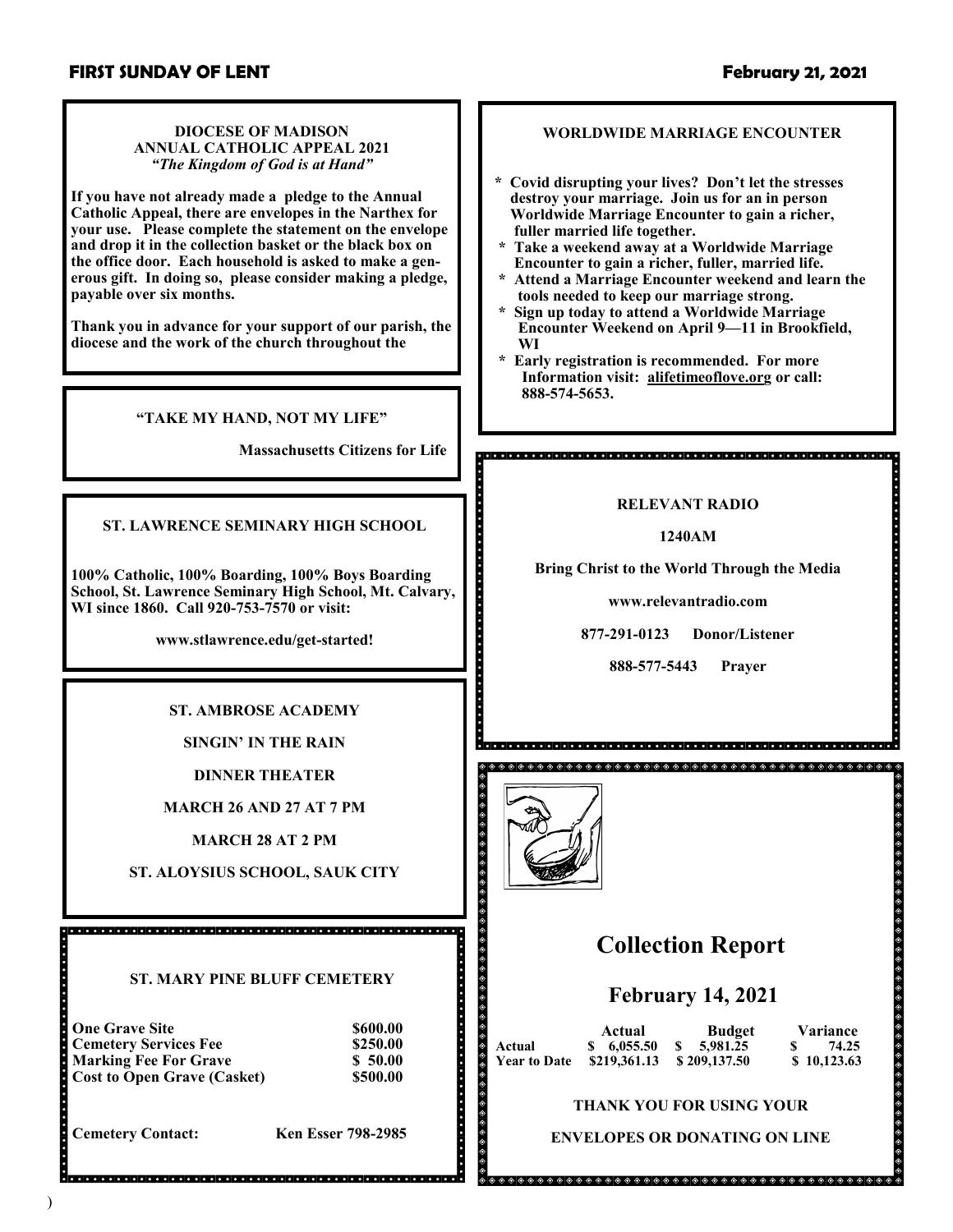**FIRST SUNDAY OF LENT** **February 21, 2021**

### DIOCESE OF MADISON
### ANNUAL CATHOLIC APPEAL 2021
***"The Kingdom of God is at Hand"***

**If you have not already made a pledge to the Annual Catholic Appeal, there are envelopes in the Narthex for your use. Please complete the statement on the envelope and drop it in the collection basket or the black box on the office door. Each household is asked to make a generous gift. In doing so, please consider making a pledge, payable over six months.**

**Thank you in advance for your support of our parish, the diocese and the work of the church throughout the**

### "TAKE MY HAND, NOT MY LIFE"

**Massachusetts Citizens for Life**

### ST. LAWRENCE SEMINARY HIGH SCHOOL

**100% Catholic, 100% Boarding, 100% Boys Boarding School, St. Lawrence Seminary High School, Mt. Calvary, WI since 1860. Call 920-753-7570 or visit:**

**www.stlawrence.edu/get-started!**

### ST. AMBROSE ACADEMY

**SINGIN' IN THE RAIN**

**DINNER THEATER**

**MARCH 26 AND 27 AT 7 PM**

**MARCH 28 AT 2 PM**

**ST. ALOYSIUS SCHOOL, SAUK CITY**

### ST. MARY PINE BLUFF CEMETERY

| | |
|---|---|
| **One Grave Site** | **$600.00** |
| **Cemetery Services Fee** | **$250.00** |
| **Marking Fee For Grave** | **$ 50.00** |
| **Cost to Open Grave (Casket)** | **$500.00** |

**Cemetery Contact:** **Ken Esser 798-2985**

### WORLDWIDE MARRIAGE ENCOUNTER

- **Covid disrupting your lives? Don't let the stresses destroy your marriage. Join us for an in person Worldwide Marriage Encounter to gain a richer, fuller married life together.**
- **Take a weekend away at a Worldwide Marriage Encounter to gain a richer, fuller, married life.**
- **Attend a Marriage Encounter weekend and learn the tools needed to keep our marriage strong.**
- **Sign up today to attend a Worldwide Marriage Encounter Weekend on April 9—11 in Brookfield, WI**
- **Early registration is recommended. For more Information visit: alifetimeoflove.org or call: 888-574-5653.**

### RELEVANT RADIO

**1240AM**

**Bring Christ to the World Through the Media**

**www.relevantradio.com**

**877-291-0123 Donor/Listener**

**888-577-5443 Prayer**

## Collection Report

## February 14, 2021

| | Actual | Budget | Variance |
|---|---|---|---|
| **Actual** | **$ 6,055.50** | **$ 5,981.25** | **$ 74.25** |
| **Year to Date** | **$219,361.13** | **$ 209,137.50** | **$ 10,123.63** |

**THANK YOU FOR USING YOUR**

**ENVELOPES OR DONATING ON LINE**